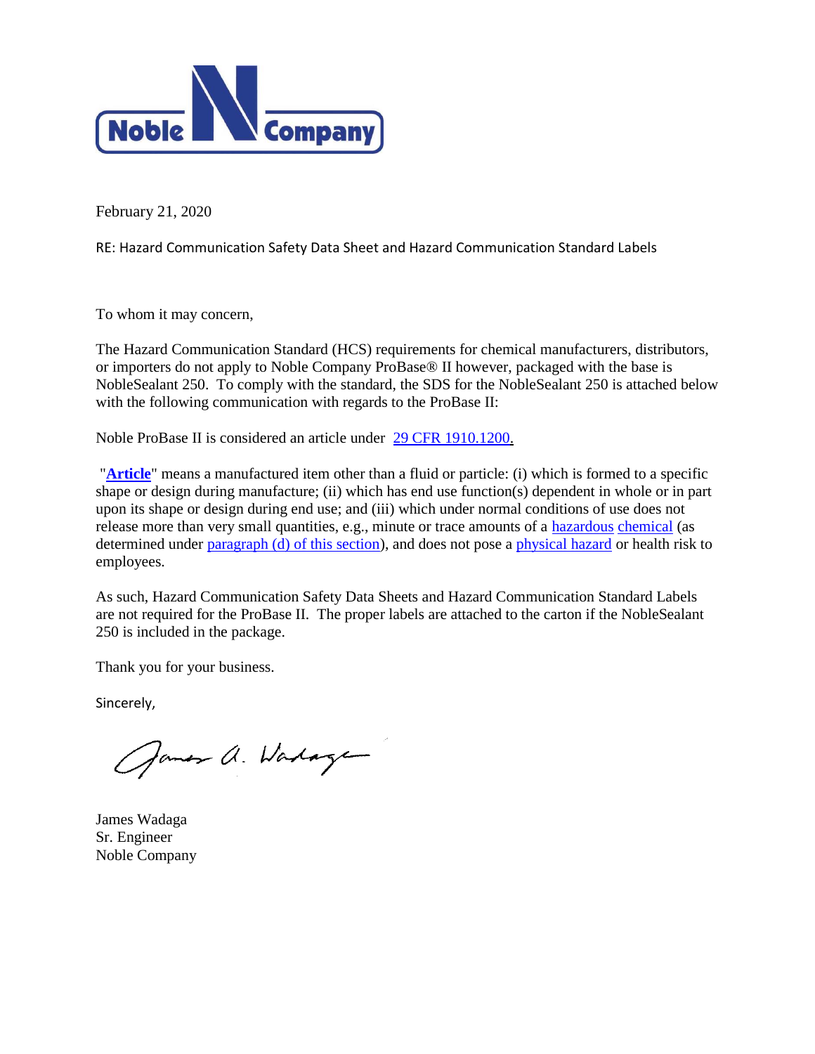Noble Company

February 21, 2020

RE: Hazard Communication Safety Data Sheet and Hazard Communication Standard Labels

To whom it may concern,

The Hazard Communication Standard (HCS) requirements for chemical manufacturers, distributors, or importers do not apply to Noble Company ProBase® II however, packaged with the base is NobleSealant 250. To comply with the standard, the SDS for the NobleSealant 250 is attached below with the following communication with regards to the ProBase II:

Noble ProBase II is considered an article under 29 CFR 1910.1200.

"**Article**" means a manufactured item other than a fluid or particle: (i) which is formed to a specific shape or design during manufacture; (ii) which has end use function(s) dependent in whole or in part upon its shape or design during end use; and (iii) which under normal conditions of use does not release more than very small quantities, e.g., minute or trace amounts of a hazardous chemical (as determined under paragraph (d) of this section), and does not pose a physical hazard or health risk to employees.

As such, Hazard Communication Safety Data Sheets and Hazard Communication Standard Labels are not required for the ProBase II. The proper labels are attached to the carton if the NobleSealant 250 is included in the package.

Thank you for your business.

Sincerely,

James A. Wadaga

James Wadaga
Sr. Engineer
Noble Company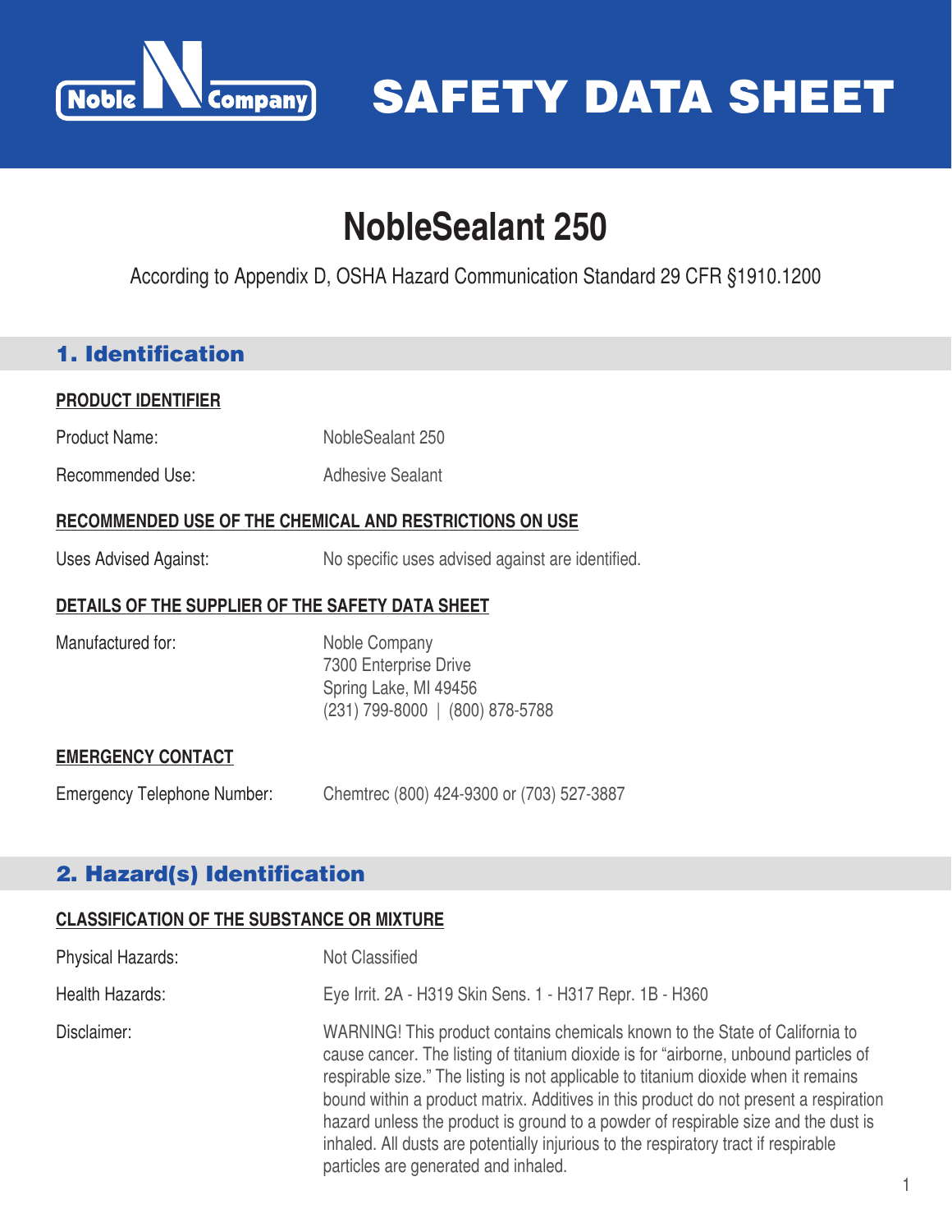# SAFETY DATA SHEET

# NobleSealant 250

According to Appendix D, OSHA Hazard Communication Standard 29 CFR §1910.1200

## 1. Identification

### PRODUCT IDENTIFIER

| | |
|---|---|
| Product Name: | NobleSealant 250 |
| Recommended Use: | Adhesive Sealant |

### RECOMMENDED USE OF THE CHEMICAL AND RESTRICTIONS ON USE

| | |
|---|---|
| Uses Advised Against: | No specific uses advised against are identified. |

### DETAILS OF THE SUPPLIER OF THE SAFETY DATA SHEET

Manufactured for:

Noble Company
7300 Enterprise Drive
Spring Lake, MI 49456
(231) 799-8000 | (800) 878-5788

### EMERGENCY CONTACT

| | |
|---|---|
| Emergency Telephone Number: | Chemtrec (800) 424-9300 or (703) 527-3887 |

## 2. Hazard(s) Identification

### CLASSIFICATION OF THE SUBSTANCE OR MIXTURE

| | |
|---|---|
| Physical Hazards: | Not Classified |
| Health Hazards: | Eye Irrit. 2A - H319 Skin Sens. 1 - H317 Repr. 1B - H360 |
| Disclaimer: | WARNING! This product contains chemicals known to the State of California to cause cancer. The listing of titanium dioxide is for "airborne, unbound particles of respirable size." The listing is not applicable to titanium dioxide when it remains bound within a product matrix. Additives in this product do not present a respiration hazard unless the product is ground to a powder of respirable size and the dust is inhaled. All dusts are potentially injurious to the respiratory tract if respirable particles are generated and inhaled. |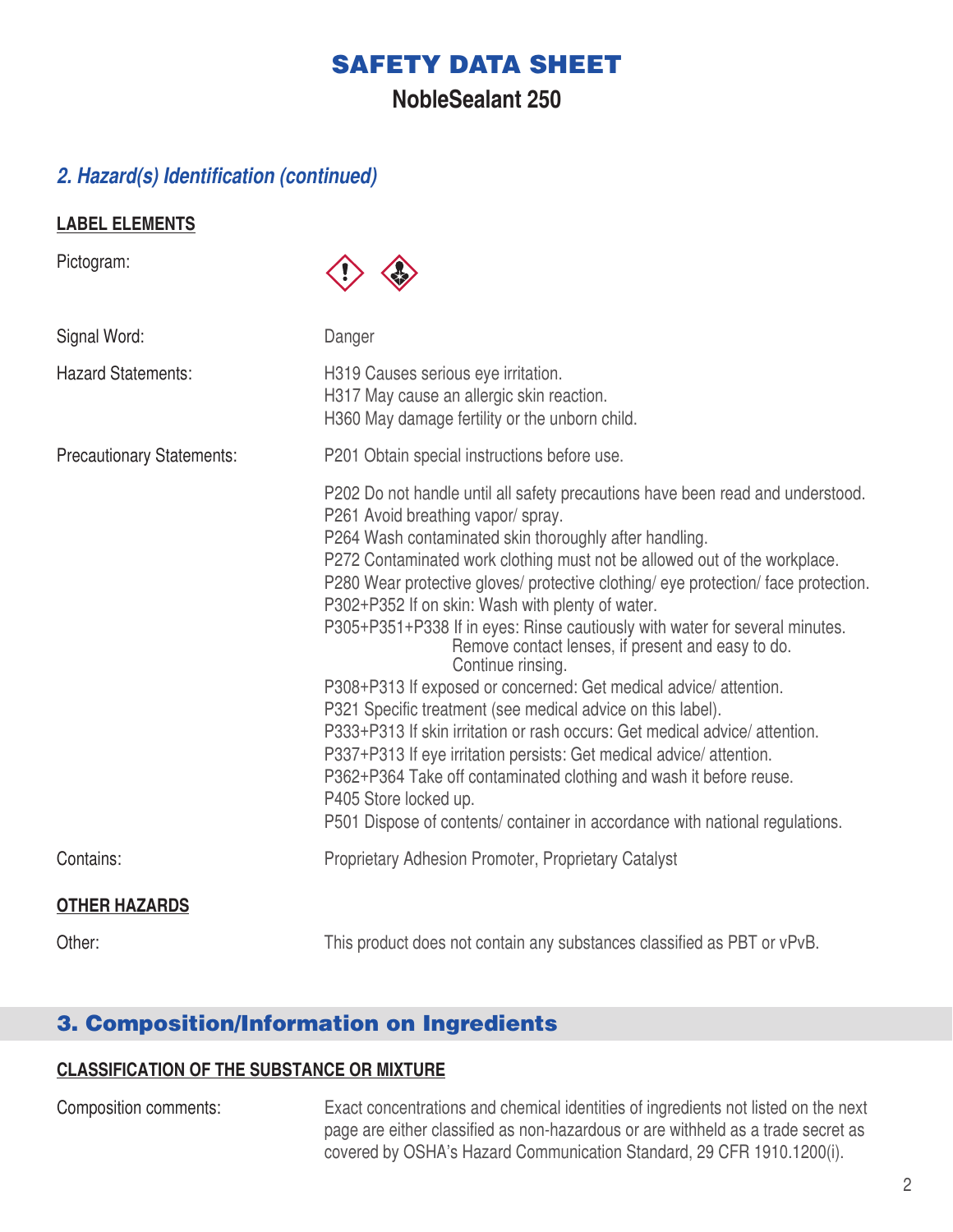# SAFETY DATA SHEET

## NobleSealant 250

### *2. Hazard(s) Identification (continued)*

**LABEL ELEMENTS**

Pictogram:

Signal Word: Danger

Hazard Statements:
H319 Causes serious eye irritation.
H317 May cause an allergic skin reaction.
H360 May damage fertility or the unborn child.

Precautionary Statements:
P201 Obtain special instructions before use.

P202 Do not handle until all safety precautions have been read and understood.
P261 Avoid breathing vapor/ spray.
P264 Wash contaminated skin thoroughly after handling.
P272 Contaminated work clothing must not be allowed out of the workplace.
P280 Wear protective gloves/ protective clothing/ eye protection/ face protection.
P302+P352 If on skin: Wash with plenty of water.
P305+P351+P338 If in eyes: Rinse cautiously with water for several minutes. Remove contact lenses, if present and easy to do. Continue rinsing.
P308+P313 If exposed or concerned: Get medical advice/ attention.
P321 Specific treatment (see medical advice on this label).
P333+P313 If skin irritation or rash occurs: Get medical advice/ attention.
P337+P313 If eye irritation persists: Get medical advice/ attention.
P362+P364 Take off contaminated clothing and wash it before reuse.
P405 Store locked up.
P501 Dispose of contents/ container in accordance with national regulations.

Contains: Proprietary Adhesion Promoter, Proprietary Catalyst

**OTHER HAZARDS**

Other: This product does not contain any substances classified as PBT or vPvB.

## 3. Composition/Information on Ingredients

**CLASSIFICATION OF THE SUBSTANCE OR MIXTURE**

Composition comments: Exact concentrations and chemical identities of ingredients not listed on the next page are either classified as non-hazardous or are withheld as a trade secret as covered by OSHA's Hazard Communication Standard, 29 CFR 1910.1200(i).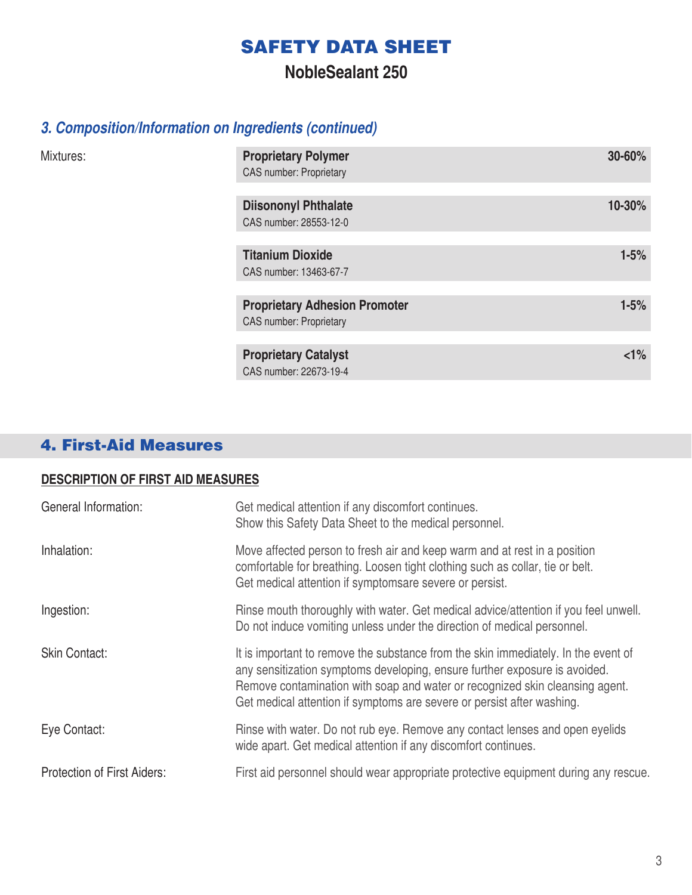# SAFETY DATA SHEET

## NobleSealant 250

### *3. Composition/Information on Ingredients (continued)*

Mixtures:

| Ingredient | Concentration |
|---|---|
| **Proprietary Polymer**<br>CAS number: Proprietary | **30-60%** |
| **Diisononyl Phthalate**<br>CAS number: 28553-12-0 | **10-30%** |
| **Titanium Dioxide**<br>CAS number: 13463-67-7 | **1-5%** |
| **Proprietary Adhesion Promoter**<br>CAS number: Proprietary | **1-5%** |
| **Proprietary Catalyst**<br>CAS number: 22673-19-4 | **<1%** |

## 4. First-Aid Measures

**DESCRIPTION OF FIRST AID MEASURES**

General Information: Get medical attention if any discomfort continues. Show this Safety Data Sheet to the medical personnel.

Inhalation: Move affected person to fresh air and keep warm and at rest in a position comfortable for breathing. Loosen tight clothing such as collar, tie or belt. Get medical attention if symptomsare severe or persist.

Ingestion: Rinse mouth thoroughly with water. Get medical advice/attention if you feel unwell. Do not induce vomiting unless under the direction of medical personnel.

Skin Contact: It is important to remove the substance from the skin immediately. In the event of any sensitization symptoms developing, ensure further exposure is avoided. Remove contamination with soap and water or recognized skin cleansing agent. Get medical attention if symptoms are severe or persist after washing.

Eye Contact: Rinse with water. Do not rub eye. Remove any contact lenses and open eyelids wide apart. Get medical attention if any discomfort continues.

Protection of First Aiders: First aid personnel should wear appropriate protective equipment during any rescue.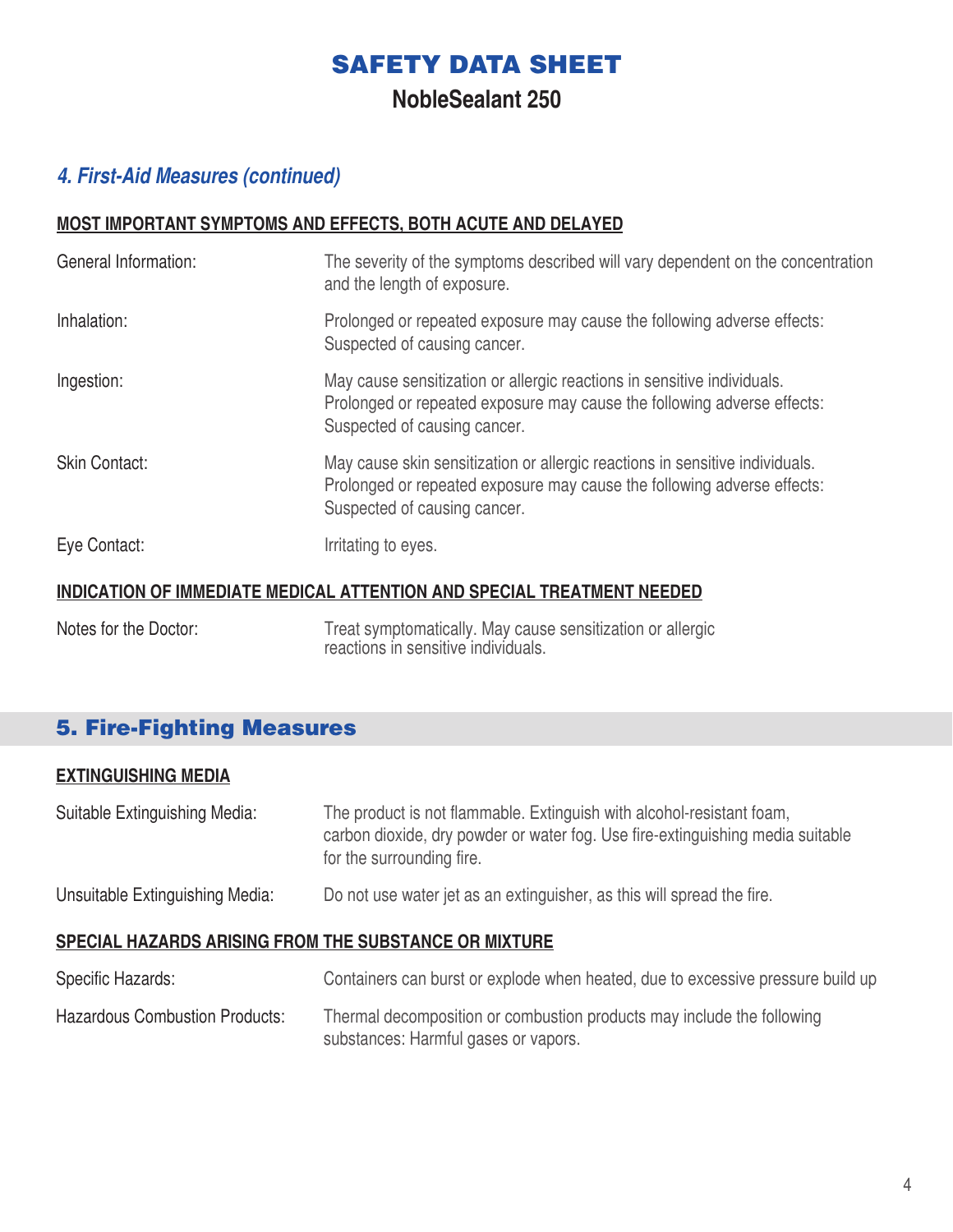# SAFETY DATA SHEET

## NobleSealant 250

### *4. First-Aid Measures (continued)*

**MOST IMPORTANT SYMPTOMS AND EFFECTS, BOTH ACUTE AND DELAYED**

| | |
|---|---|
| General Information: | The severity of the symptoms described will vary dependent on the concentration and the length of exposure. |
| Inhalation: | Prolonged or repeated exposure may cause the following adverse effects: Suspected of causing cancer. |
| Ingestion: | May cause sensitization or allergic reactions in sensitive individuals. Prolonged or repeated exposure may cause the following adverse effects: Suspected of causing cancer. |
| Skin Contact: | May cause skin sensitization or allergic reactions in sensitive individuals. Prolonged or repeated exposure may cause the following adverse effects: Suspected of causing cancer. |
| Eye Contact: | Irritating to eyes. |

**INDICATION OF IMMEDIATE MEDICAL ATTENTION AND SPECIAL TREATMENT NEEDED**

| | |
|---|---|
| Notes for the Doctor: | Treat symptomatically. May cause sensitization or allergic reactions in sensitive individuals. |

### 5. Fire-Fighting Measures

**EXTINGUISHING MEDIA**

| | |
|---|---|
| Suitable Extinguishing Media: | The product is not flammable. Extinguish with alcohol-resistant foam, carbon dioxide, dry powder or water fog. Use fire-extinguishing media suitable for the surrounding fire. |
| Unsuitable Extinguishing Media: | Do not use water jet as an extinguisher, as this will spread the fire. |

**SPECIAL HAZARDS ARISING FROM THE SUBSTANCE OR MIXTURE**

| | |
|---|---|
| Specific Hazards: | Containers can burst or explode when heated, due to excessive pressure build up |
| Hazardous Combustion Products: | Thermal decomposition or combustion products may include the following substances: Harmful gases or vapors. |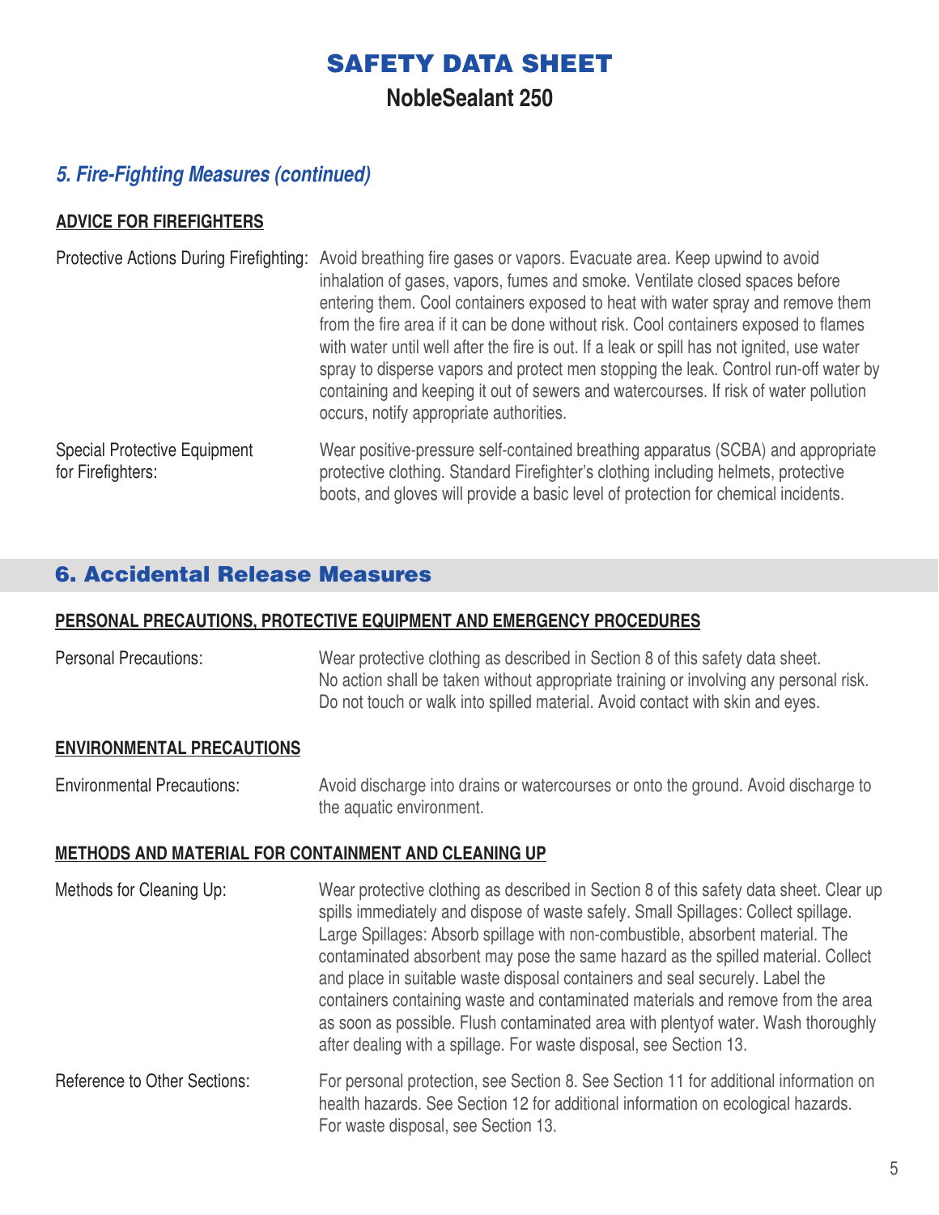# SAFETY DATA SHEET

## NobleSealant 250

### *5. Fire-Fighting Measures (continued)*

**ADVICE FOR FIREFIGHTERS**

Protective Actions During Firefighting: Avoid breathing fire gases or vapors. Evacuate area. Keep upwind to avoid inhalation of gases, vapors, fumes and smoke. Ventilate closed spaces before entering them. Cool containers exposed to heat with water spray and remove them from the fire area if it can be done without risk. Cool containers exposed to flames with water until well after the fire is out. If a leak or spill has not ignited, use water spray to disperse vapors and protect men stopping the leak. Control run-off water by containing and keeping it out of sewers and watercourses. If risk of water pollution occurs, notify appropriate authorities.

Special Protective Equipment for Firefighters: Wear positive-pressure self-contained breathing apparatus (SCBA) and appropriate protective clothing. Standard Firefighter's clothing including helmets, protective boots, and gloves will provide a basic level of protection for chemical incidents.

## 6. Accidental Release Measures

**PERSONAL PRECAUTIONS, PROTECTIVE EQUIPMENT AND EMERGENCY PROCEDURES**

Personal Precautions: Wear protective clothing as described in Section 8 of this safety data sheet. No action shall be taken without appropriate training or involving any personal risk. Do not touch or walk into spilled material. Avoid contact with skin and eyes.

**ENVIRONMENTAL PRECAUTIONS**

Environmental Precautions: Avoid discharge into drains or watercourses or onto the ground. Avoid discharge to the aquatic environment.

**METHODS AND MATERIAL FOR CONTAINMENT AND CLEANING UP**

Methods for Cleaning Up: Wear protective clothing as described in Section 8 of this safety data sheet. Clear up spills immediately and dispose of waste safely. Small Spillages: Collect spillage. Large Spillages: Absorb spillage with non-combustible, absorbent material. The contaminated absorbent may pose the same hazard as the spilled material. Collect and place in suitable waste disposal containers and seal securely. Label the containers containing waste and contaminated materials and remove from the area as soon as possible. Flush contaminated area with plentyof water. Wash thoroughly after dealing with a spillage. For waste disposal, see Section 13.

Reference to Other Sections: For personal protection, see Section 8. See Section 11 for additional information on health hazards. See Section 12 for additional information on ecological hazards. For waste disposal, see Section 13.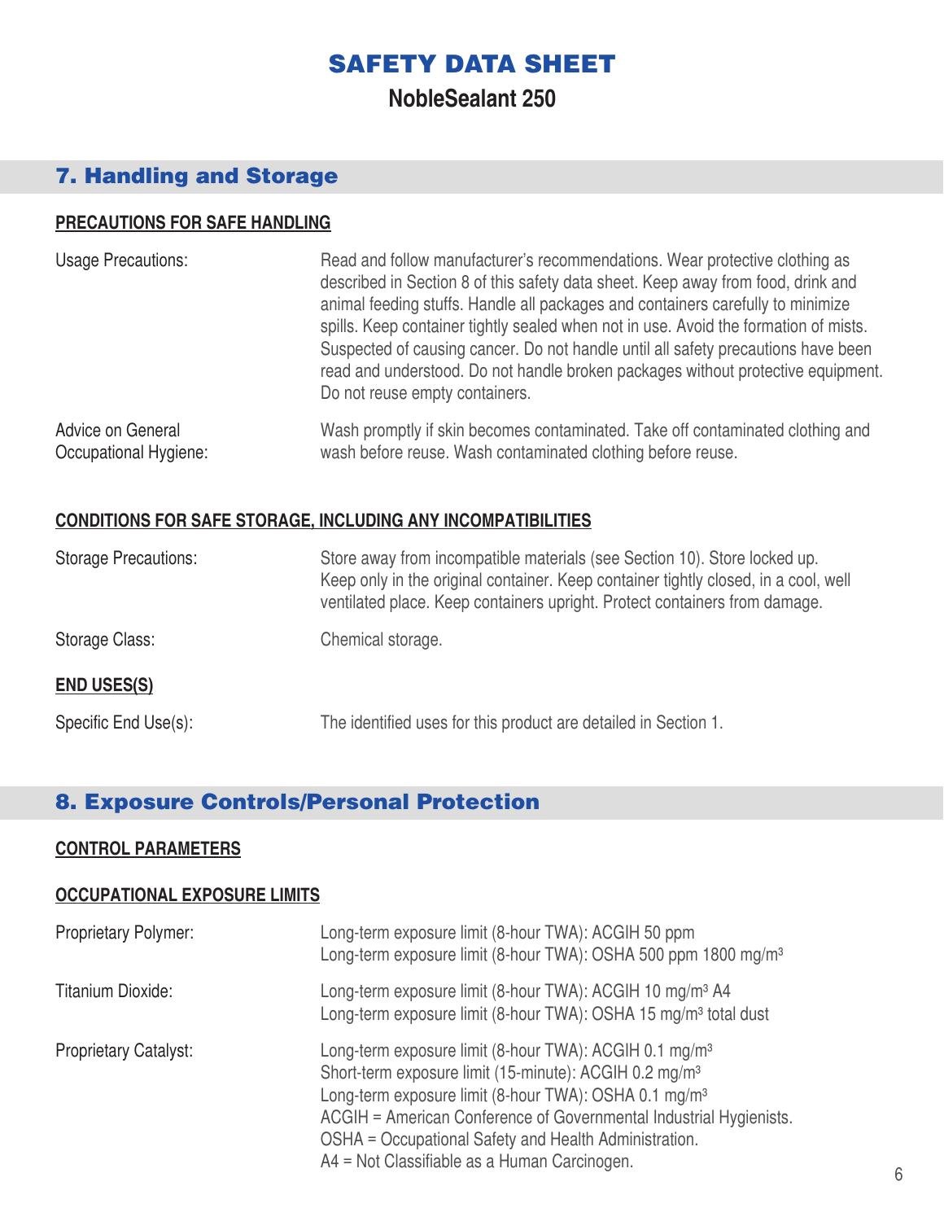# SAFETY DATA SHEET

## NobleSealant 250

## 7. Handling and Storage

### PRECAUTIONS FOR SAFE HANDLING

| | |
|---|---|
| Usage Precautions: | Read and follow manufacturer's recommendations. Wear protective clothing as described in Section 8 of this safety data sheet. Keep away from food, drink and animal feeding stuffs. Handle all packages and containers carefully to minimize spills. Keep container tightly sealed when not in use. Avoid the formation of mists. Suspected of causing cancer. Do not handle until all safety precautions have been read and understood. Do not handle broken packages without protective equipment. Do not reuse empty containers. |
| Advice on General Occupational Hygiene: | Wash promptly if skin becomes contaminated. Take off contaminated clothing and wash before reuse. Wash contaminated clothing before reuse. |

### CONDITIONS FOR SAFE STORAGE, INCLUDING ANY INCOMPATIBILITIES

| | |
|---|---|
| Storage Precautions: | Store away from incompatible materials (see Section 10). Store locked up. Keep only in the original container. Keep container tightly closed, in a cool, well ventilated place. Keep containers upright. Protect containers from damage. |
| Storage Class: | Chemical storage. |

### END USES(S)

| | |
|---|---|
| Specific End Use(s): | The identified uses for this product are detailed in Section 1. |

## 8. Exposure Controls/Personal Protection

### CONTROL PARAMETERS

### OCCUPATIONAL EXPOSURE LIMITS

| | |
|---|---|
| Proprietary Polymer: | Long-term exposure limit (8-hour TWA): ACGIH 50 ppm<br>Long-term exposure limit (8-hour TWA): OSHA 500 ppm 1800 mg/m³ |
| Titanium Dioxide: | Long-term exposure limit (8-hour TWA): ACGIH 10 mg/m³ A4<br>Long-term exposure limit (8-hour TWA): OSHA 15 mg/m³ total dust |
| Proprietary Catalyst: | Long-term exposure limit (8-hour TWA): ACGIH 0.1 mg/m³<br>Short-term exposure limit (15-minute): ACGIH 0.2 mg/m³<br>Long-term exposure limit (8-hour TWA): OSHA 0.1 mg/m³<br>ACGIH = American Conference of Governmental Industrial Hygienists.<br>OSHA = Occupational Safety and Health Administration.<br>A4 = Not Classifiable as a Human Carcinogen. |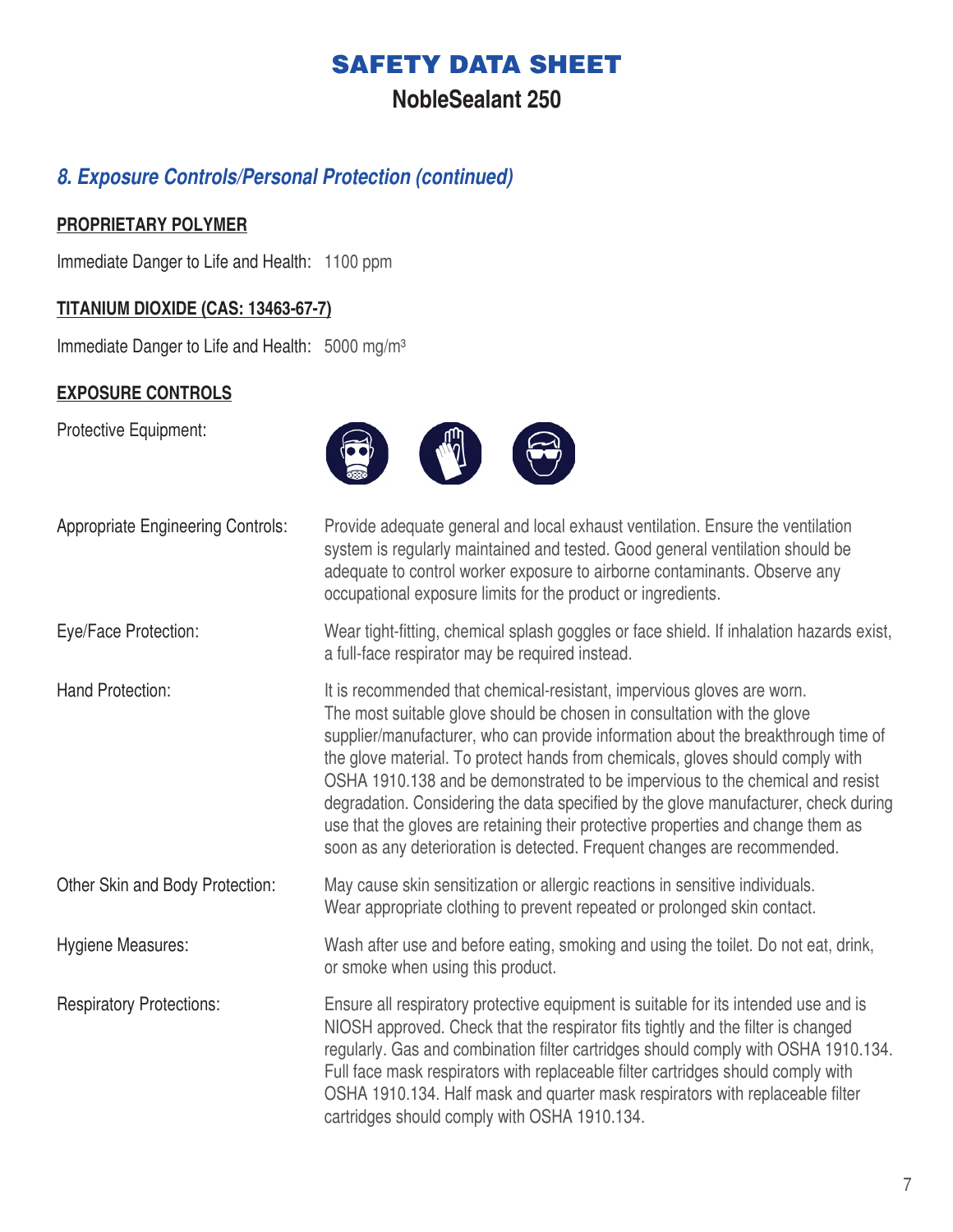# SAFETY DATA SHEET

## NobleSealant 250

### *8. Exposure Controls/Personal Protection (continued)*

**PROPRIETARY POLYMER**

Immediate Danger to Life and Health: 1100 ppm

**TITANIUM DIOXIDE (CAS: 13463-67-7)**

Immediate Danger to Life and Health: 5000 mg/m³

**EXPOSURE CONTROLS**

Protective Equipment:

Appropriate Engineering Controls: Provide adequate general and local exhaust ventilation. Ensure the ventilation system is regularly maintained and tested. Good general ventilation should be adequate to control worker exposure to airborne contaminants. Observe any occupational exposure limits for the product or ingredients.

Eye/Face Protection: Wear tight-fitting, chemical splash goggles or face shield. If inhalation hazards exist, a full-face respirator may be required instead.

Hand Protection: It is recommended that chemical-resistant, impervious gloves are worn. The most suitable glove should be chosen in consultation with the glove supplier/manufacturer, who can provide information about the breakthrough time of the glove material. To protect hands from chemicals, gloves should comply with OSHA 1910.138 and be demonstrated to be impervious to the chemical and resist degradation. Considering the data specified by the glove manufacturer, check during use that the gloves are retaining their protective properties and change them as soon as any deterioration is detected. Frequent changes are recommended.

Other Skin and Body Protection: May cause skin sensitization or allergic reactions in sensitive individuals. Wear appropriate clothing to prevent repeated or prolonged skin contact.

Hygiene Measures: Wash after use and before eating, smoking and using the toilet. Do not eat, drink, or smoke when using this product.

Respiratory Protections: Ensure all respiratory protective equipment is suitable for its intended use and is NIOSH approved. Check that the respirator fits tightly and the filter is changed regularly. Gas and combination filter cartridges should comply with OSHA 1910.134. Full face mask respirators with replaceable filter cartridges should comply with OSHA 1910.134. Half mask and quarter mask respirators with replaceable filter cartridges should comply with OSHA 1910.134.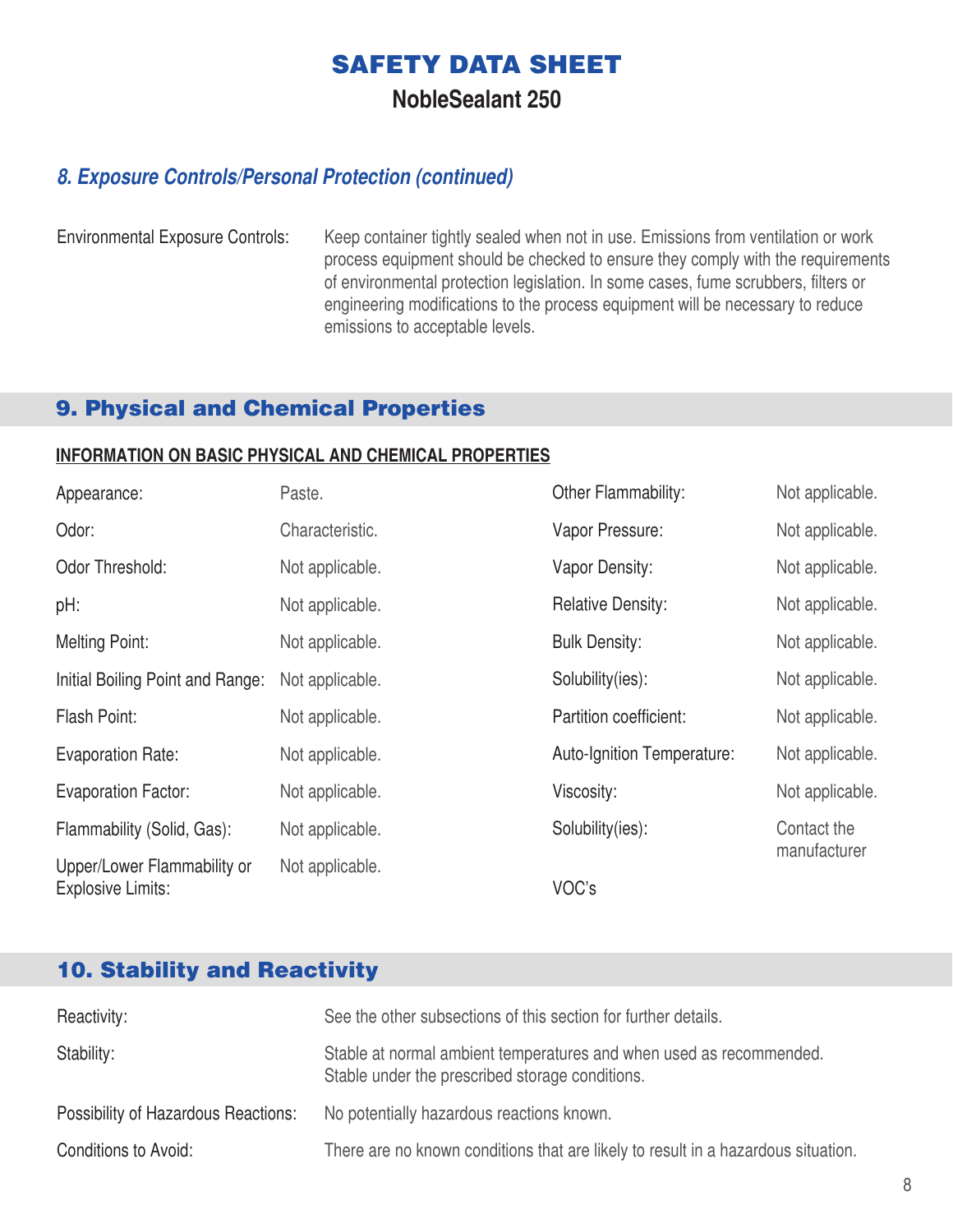# SAFETY DATA SHEET

## NobleSealant 250

### *8. Exposure Controls/Personal Protection (continued)*

| | |
|---|---|
| Environmental Exposure Controls: | Keep container tightly sealed when not in use. Emissions from ventilation or work process equipment should be checked to ensure they comply with the requirements of environmental protection legislation. In some cases, fume scrubbers, filters or engineering modifications to the process equipment will be necessary to reduce emissions to acceptable levels. |

## 9. Physical and Chemical Properties

**INFORMATION ON BASIC PHYSICAL AND CHEMICAL PROPERTIES**

| | | | |
|---|---|---|---|
| Appearance: | Paste. | Other Flammability: | Not applicable. |
| Odor: | Characteristic. | Vapor Pressure: | Not applicable. |
| Odor Threshold: | Not applicable. | Vapor Density: | Not applicable. |
| pH: | Not applicable. | Relative Density: | Not applicable. |
| Melting Point: | Not applicable. | Bulk Density: | Not applicable. |
| Initial Boiling Point and Range: | Not applicable. | Solubility(ies): | Not applicable. |
| Flash Point: | Not applicable. | Partition coefficient: | Not applicable. |
| Evaporation Rate: | Not applicable. | Auto-Ignition Temperature: | Not applicable. |
| Evaporation Factor: | Not applicable. | Viscosity: | Not applicable. |
| Flammability (Solid, Gas): | Not applicable. | Solubility(ies): | Contact the manufacturer |
| Upper/Lower Flammability or Explosive Limits: | Not applicable. | VOC's | |

## 10. Stability and Reactivity

| | |
|---|---|
| Reactivity: | See the other subsections of this section for further details. |
| Stability: | Stable at normal ambient temperatures and when used as recommended. Stable under the prescribed storage conditions. |
| Possibility of Hazardous Reactions: | No potentially hazardous reactions known. |
| Conditions to Avoid: | There are no known conditions that are likely to result in a hazardous situation. |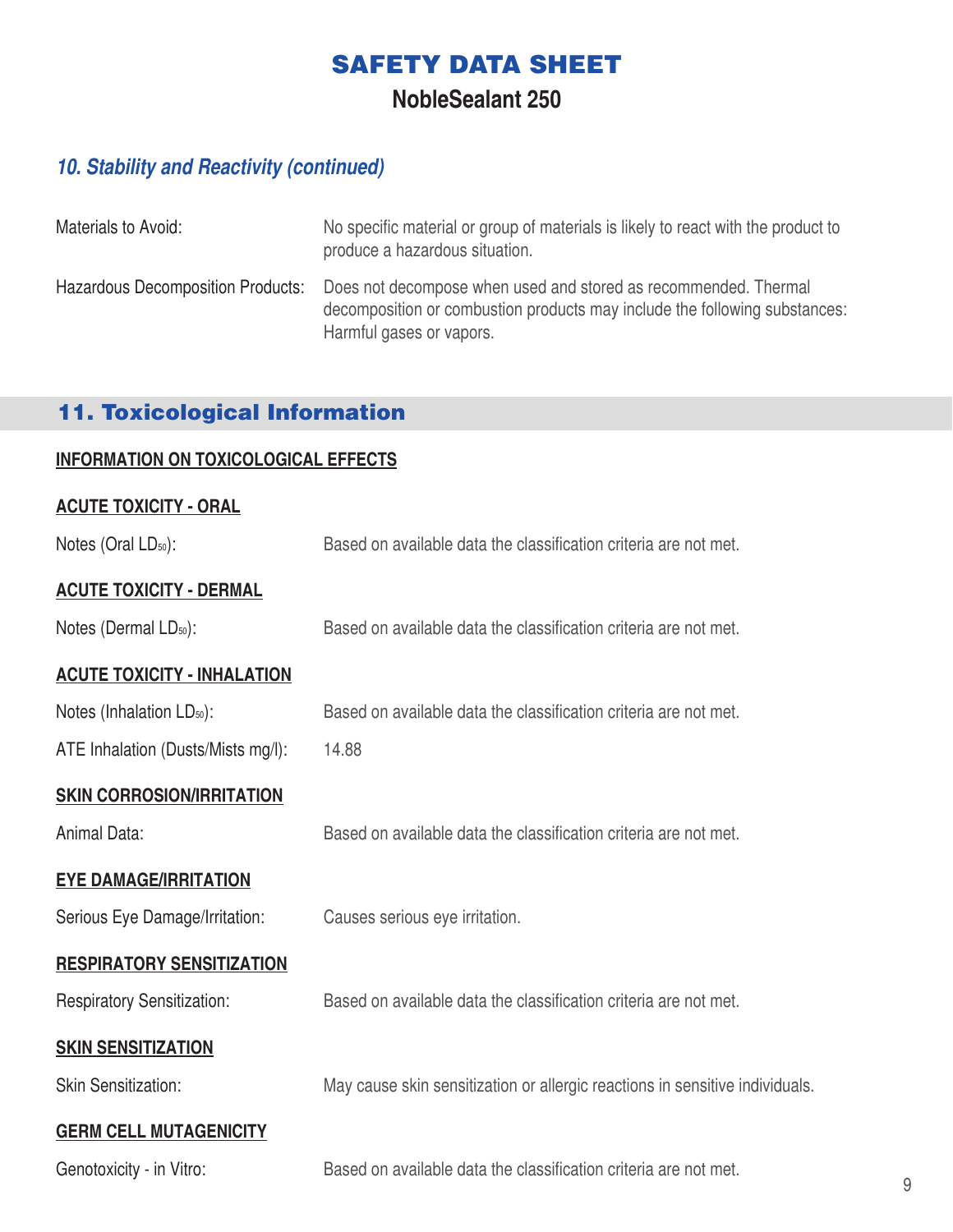# SAFETY DATA SHEET

## NobleSealant 250

### *10. Stability and Reactivity (continued)*

| | |
|---|---|
| Materials to Avoid: | No specific material or group of materials is likely to react with the product to produce a hazardous situation. |
| Hazardous Decomposition Products: | Does not decompose when used and stored as recommended. Thermal decomposition or combustion products may include the following substances: Harmful gases or vapors. |

## 11. Toxicological Information

**INFORMATION ON TOXICOLOGICAL EFFECTS**

**ACUTE TOXICITY - ORAL**

| | |
|---|---|
| Notes (Oral $LD_{50}$): | Based on available data the classification criteria are not met. |

**ACUTE TOXICITY - DERMAL**

| | |
|---|---|
| Notes (Dermal $LD_{50}$): | Based on available data the classification criteria are not met. |

**ACUTE TOXICITY - INHALATION**

| | |
|---|---|
| Notes (Inhalation $LD_{50}$): | Based on available data the classification criteria are not met. |
| ATE Inhalation (Dusts/Mists mg/l): | 14.88 |

**SKIN CORROSION/IRRITATION**

| | |
|---|---|
| Animal Data: | Based on available data the classification criteria are not met. |

**EYE DAMAGE/IRRITATION**

| | |
|---|---|
| Serious Eye Damage/Irritation: | Causes serious eye irritation. |

**RESPIRATORY SENSITIZATION**

| | |
|---|---|
| Respiratory Sensitization: | Based on available data the classification criteria are not met. |

**SKIN SENSITIZATION**

| | |
|---|---|
| Skin Sensitization: | May cause skin sensitization or allergic reactions in sensitive individuals. |

**GERM CELL MUTAGENICITY**

| | |
|---|---|
| Genotoxicity - in Vitro: | Based on available data the classification criteria are not met. |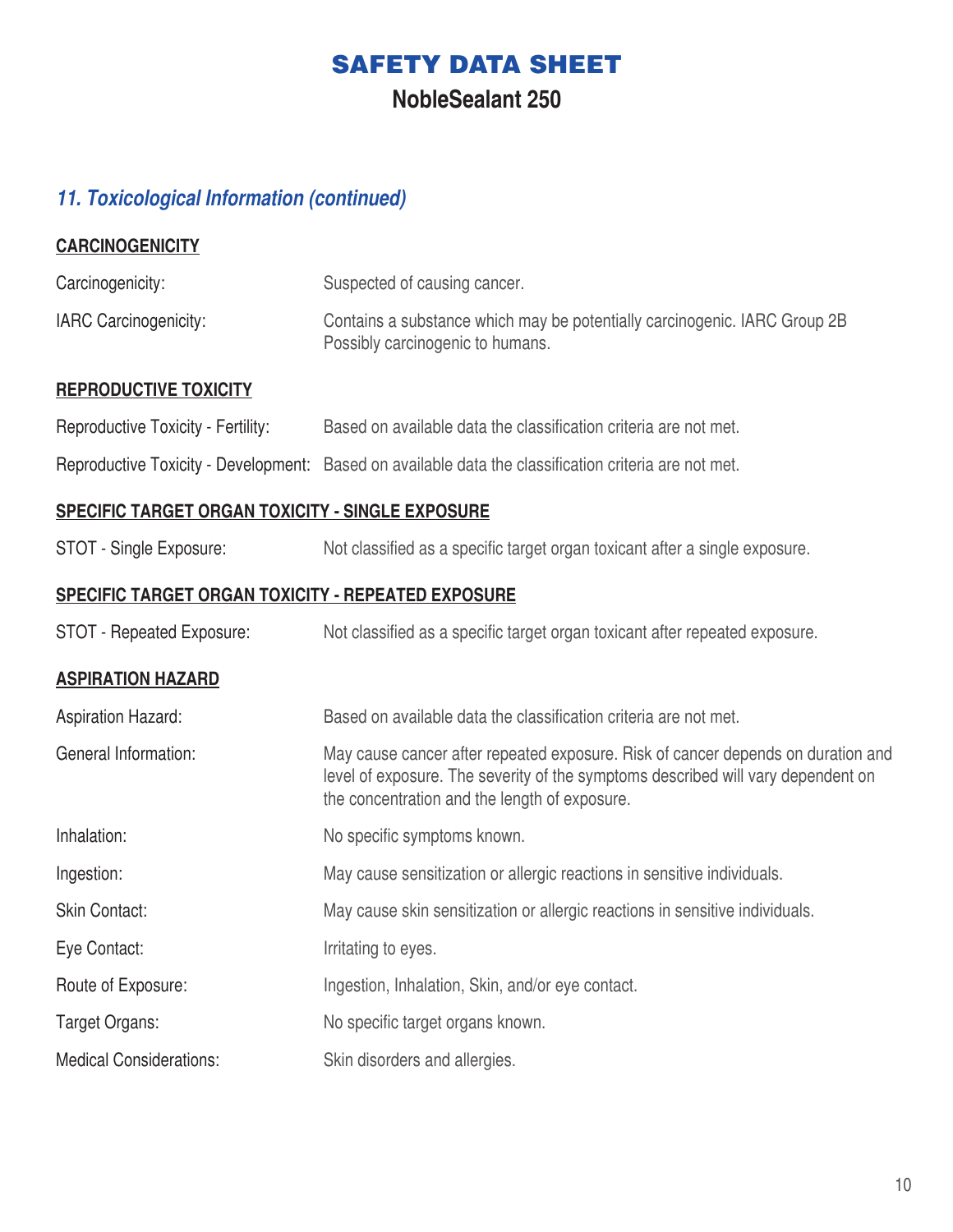# SAFETY DATA SHEET

## NobleSealant 250

### *11. Toxicological Information (continued)*

#### CARCINOGENICITY

| | |
|---|---|
| Carcinogenicity: | Suspected of causing cancer. |
| IARC Carcinogenicity: | Contains a substance which may be potentially carcinogenic. IARC Group 2B Possibly carcinogenic to humans. |

#### REPRODUCTIVE TOXICITY

| | |
|---|---|
| Reproductive Toxicity - Fertility: | Based on available data the classification criteria are not met. |
| Reproductive Toxicity - Development: | Based on available data the classification criteria are not met. |

#### SPECIFIC TARGET ORGAN TOXICITY - SINGLE EXPOSURE

| | |
|---|---|
| STOT - Single Exposure: | Not classified as a specific target organ toxicant after a single exposure. |

#### SPECIFIC TARGET ORGAN TOXICITY - REPEATED EXPOSURE

| | |
|---|---|
| STOT - Repeated Exposure: | Not classified as a specific target organ toxicant after repeated exposure. |

#### ASPIRATION HAZARD

| | |
|---|---|
| Aspiration Hazard: | Based on available data the classification criteria are not met. |
| General Information: | May cause cancer after repeated exposure. Risk of cancer depends on duration and level of exposure. The severity of the symptoms described will vary dependent on the concentration and the length of exposure. |
| Inhalation: | No specific symptoms known. |
| Ingestion: | May cause sensitization or allergic reactions in sensitive individuals. |
| Skin Contact: | May cause skin sensitization or allergic reactions in sensitive individuals. |
| Eye Contact: | Irritating to eyes. |
| Route of Exposure: | Ingestion, Inhalation, Skin, and/or eye contact. |
| Target Organs: | No specific target organs known. |
| Medical Considerations: | Skin disorders and allergies. |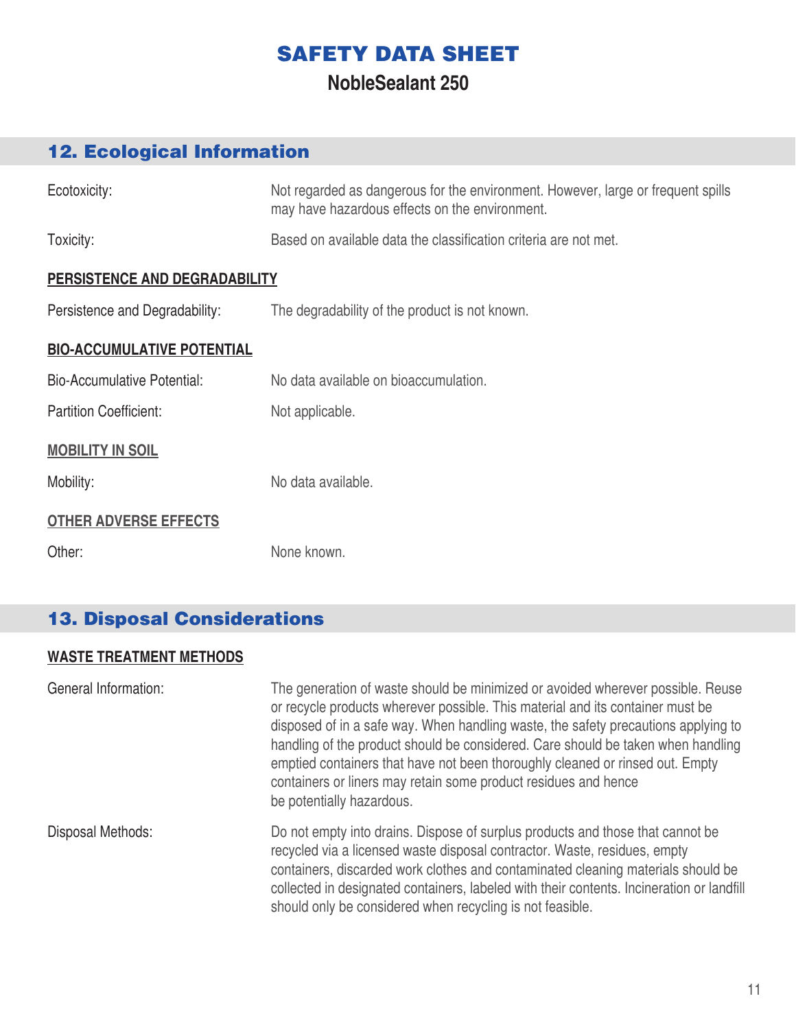# SAFETY DATA SHEET

## NobleSealant 250

## 12. Ecological Information

| | |
|---|---|
| Ecotoxicity: | Not regarded as dangerous for the environment. However, large or frequent spills may have hazardous effects on the environment. |
| Toxicity: | Based on available data the classification criteria are not met. |

**PERSISTENCE AND DEGRADABILITY**

| | |
|---|---|
| Persistence and Degradability: | The degradability of the product is not known. |

**BIO-ACCUMULATIVE POTENTIAL**

| | |
|---|---|
| Bio-Accumulative Potential: | No data available on bioaccumulation. |
| Partition Coefficient: | Not applicable. |

**MOBILITY IN SOIL**

| | |
|---|---|
| Mobility: | No data available. |

**OTHER ADVERSE EFFECTS**

| | |
|---|---|
| Other: | None known. |

## 13. Disposal Considerations

**WASTE TREATMENT METHODS**

| | |
|---|---|
| General Information: | The generation of waste should be minimized or avoided wherever possible. Reuse or recycle products wherever possible. This material and its container must be disposed of in a safe way. When handling waste, the safety precautions applying to handling of the product should be considered. Care should be taken when handling emptied containers that have not been thoroughly cleaned or rinsed out. Empty containers or liners may retain some product residues and hence be potentially hazardous. |
| Disposal Methods: | Do not empty into drains. Dispose of surplus products and those that cannot be recycled via a licensed waste disposal contractor. Waste, residues, empty containers, discarded work clothes and contaminated cleaning materials should be collected in designated containers, labeled with their contents. Incineration or landfill should only be considered when recycling is not feasible. |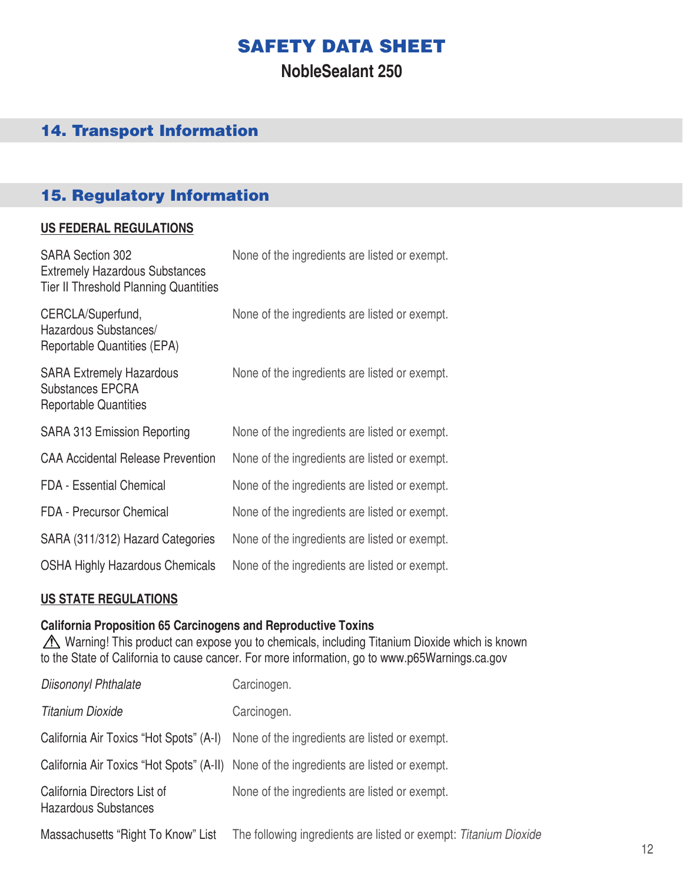# SAFETY DATA SHEET

## NobleSealant 250

## 14. Transport Information

## 15. Regulatory Information

**US FEDERAL REGULATIONS**

| | |
|---|---|
| SARA Section 302 Extremely Hazardous Substances Tier II Threshold Planning Quantities | None of the ingredients are listed or exempt. |
| CERCLA/Superfund, Hazardous Substances/ Reportable Quantities (EPA) | None of the ingredients are listed or exempt. |
| SARA Extremely Hazardous Substances EPCRA Reportable Quantities | None of the ingredients are listed or exempt. |
| SARA 313 Emission Reporting | None of the ingredients are listed or exempt. |
| CAA Accidental Release Prevention | None of the ingredients are listed or exempt. |
| FDA - Essential Chemical | None of the ingredients are listed or exempt. |
| FDA - Precursor Chemical | None of the ingredients are listed or exempt. |
| SARA (311/312) Hazard Categories | None of the ingredients are listed or exempt. |
| OSHA Highly Hazardous Chemicals | None of the ingredients are listed or exempt. |

**US STATE REGULATIONS**

**California Proposition 65 Carcinogens and Reproductive Toxins**

⚠ Warning! This product can expose you to chemicals, including Titanium Dioxide which is known to the State of California to cause cancer. For more information, go to www.p65Warnings.ca.gov

| | |
|---|---|
| *Diisononyl Phthalate* | Carcinogen. |
| *Titanium Dioxide* | Carcinogen. |
| California Air Toxics "Hot Spots" (A-I) | None of the ingredients are listed or exempt. |
| California Air Toxics "Hot Spots" (A-II) | None of the ingredients are listed or exempt. |
| California Directors List of Hazardous Substances | None of the ingredients are listed or exempt. |
| Massachusetts "Right To Know" List | The following ingredients are listed or exempt: *Titanium Dioxide* |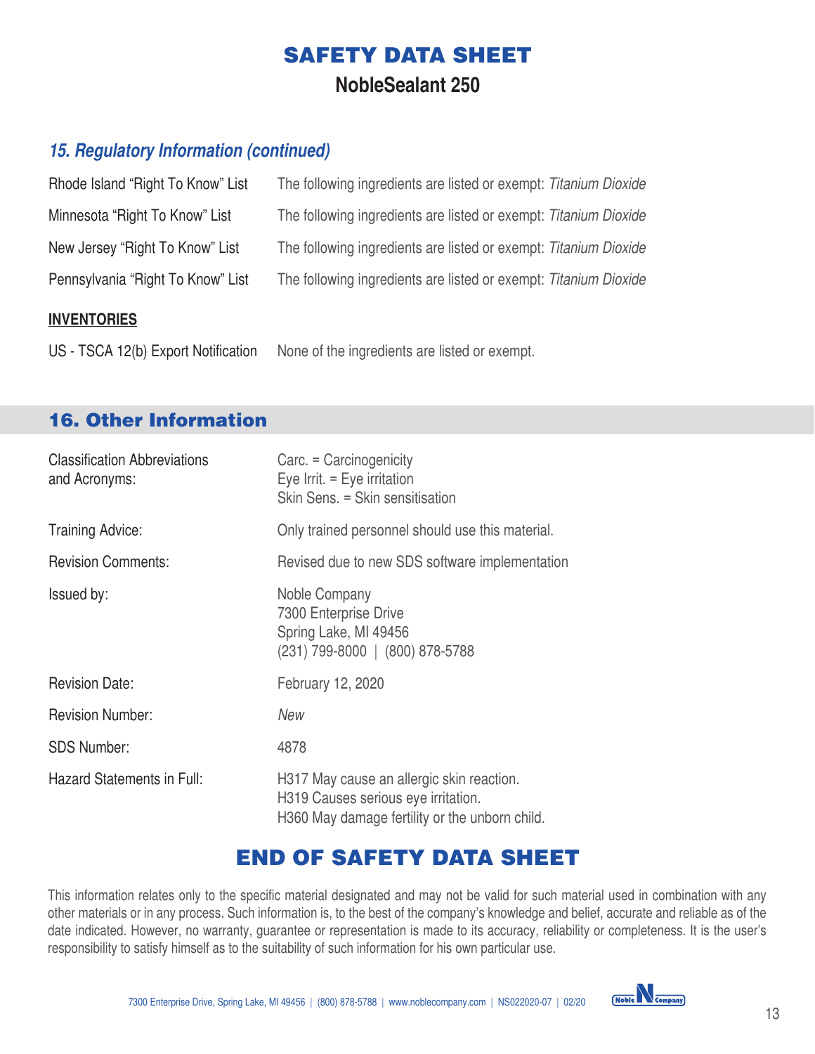# SAFETY DATA SHEET

## NobleSealant 250

### *15. Regulatory Information (continued)*

| | |
|---|---|
| Rhode Island "Right To Know" List | The following ingredients are listed or exempt: *Titanium Dioxide* |
| Minnesota "Right To Know" List | The following ingredients are listed or exempt: *Titanium Dioxide* |
| New Jersey "Right To Know" List | The following ingredients are listed or exempt: *Titanium Dioxide* |
| Pennsylvania "Right To Know" List | The following ingredients are listed or exempt: *Titanium Dioxide* |

**INVENTORIES**

| | |
|---|---|
| US - TSCA 12(b) Export Notification | None of the ingredients are listed or exempt. |

### 16. Other Information

| | |
|---|---|
| Classification Abbreviations and Acronyms: | Carc. = Carcinogenicity<br>Eye Irrit. = Eye irritation<br>Skin Sens. = Skin sensitisation |
| Training Advice: | Only trained personnel should use this material. |
| Revision Comments: | Revised due to new SDS software implementation |
| Issued by: | Noble Company<br>7300 Enterprise Drive<br>Spring Lake, MI 49456<br>(231) 799-8000 \| (800) 878-5788 |
| Revision Date: | February 12, 2020 |
| Revision Number: | *New* |
| SDS Number: | 4878 |
| Hazard Statements in Full: | H317 May cause an allergic skin reaction.<br>H319 Causes serious eye irritation.<br>H360 May damage fertility or the unborn child. |

## END OF SAFETY DATA SHEET

This information relates only to the specific material designated and may not be valid for such material used in combination with any other materials or in any process. Such information is, to the best of the company's knowledge and belief, accurate and reliable as of the date indicated. However, no warranty, guarantee or representation is made to its accuracy, reliability or completeness. It is the user's responsibility to satisfy himself as to the suitability of such information for his own particular use.